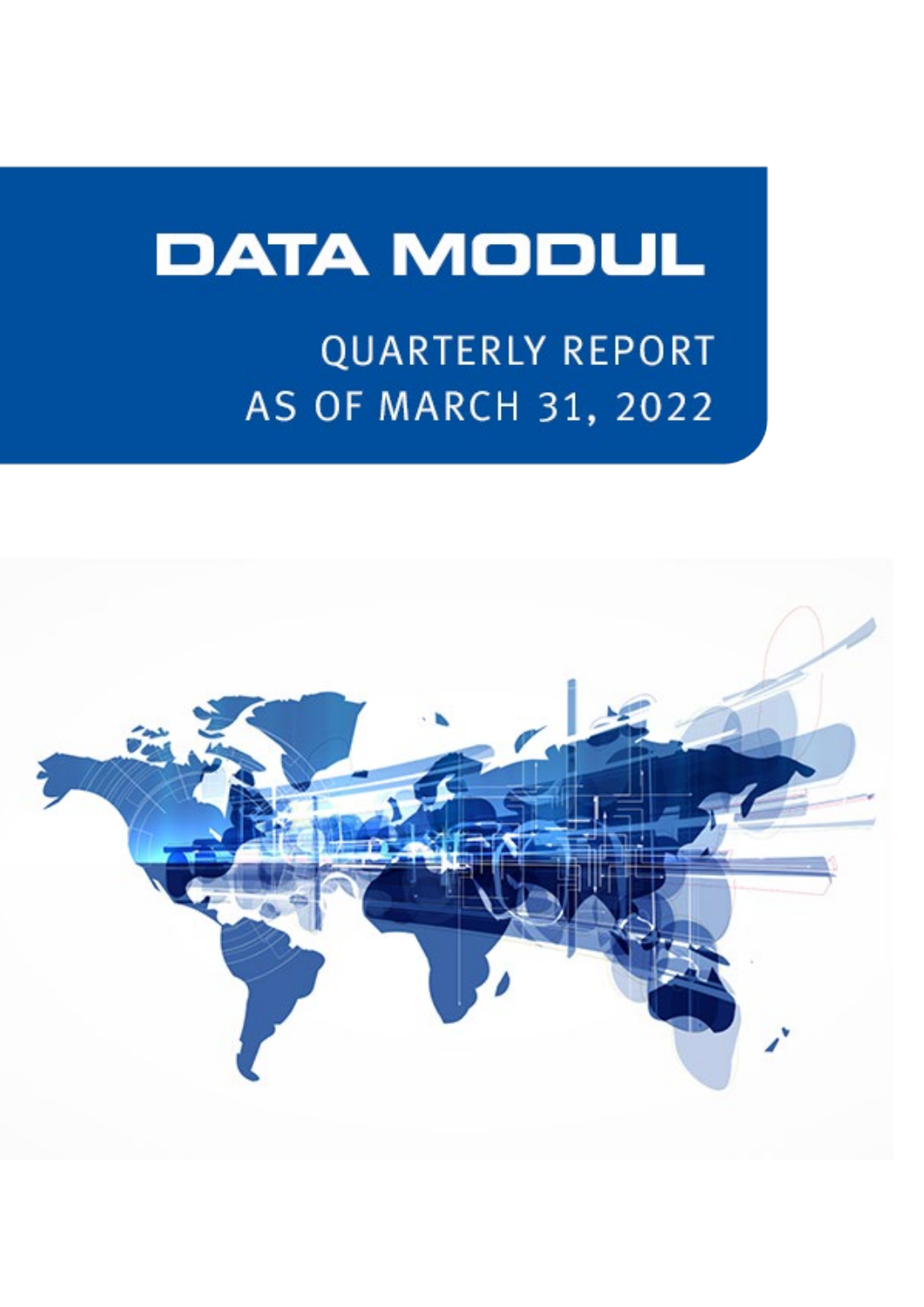# DATA MODUL

## QUARTERLY REPORT AS OF MARCH 31, 2022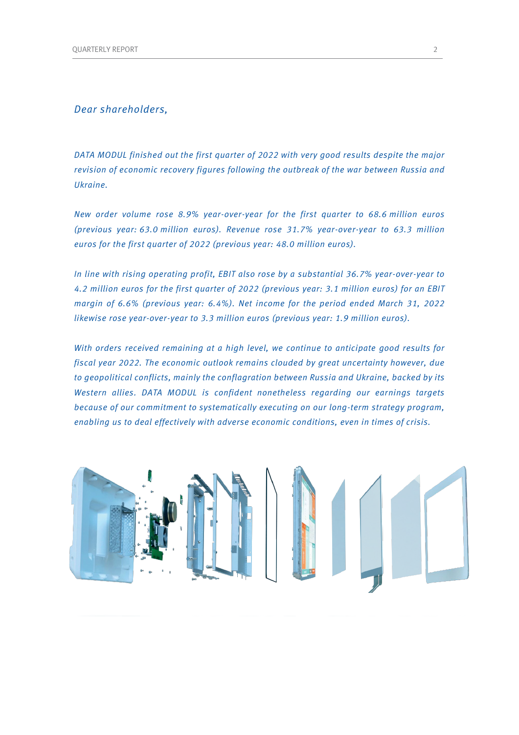*Dear shareholders,*

*DATA MODUL finished out the first quarter of 2022 with very good results despite the major revision of economic recovery figures following the outbreak of the war between Russia and Ukraine.*

*New order volume rose 8.9% year-over-year for the first quarter to 68.6 million euros (previous year: 63.0 million euros). Revenue rose 31.7% year-over-year to 63.3 million euros for the first quarter of 2022 (previous year: 48.0 million euros).*

*In line with rising operating profit, EBIT also rose by a substantial 36.7% year-over-year to 4.2 million euros for the first quarter of 2022 (previous year: 3.1 million euros) for an EBIT margin of 6.6% (previous year: 6.4%). Net income for the period ended March 31, 2022 likewise rose year-over-year to 3.3 million euros (previous year: 1.9 million euros).*

*With orders received remaining at a high level, we continue to anticipate good results for fiscal year 2022. The economic outlook remains clouded by great uncertainty however, due to geopolitical conflicts, mainly the conflagration between Russia and Ukraine, backed by its Western allies. DATA MODUL is confident nonetheless regarding our earnings targets because of our commitment to systematically executing on our long-term strategy program, enabling us to deal effectively with adverse economic conditions, even in times of crisis.*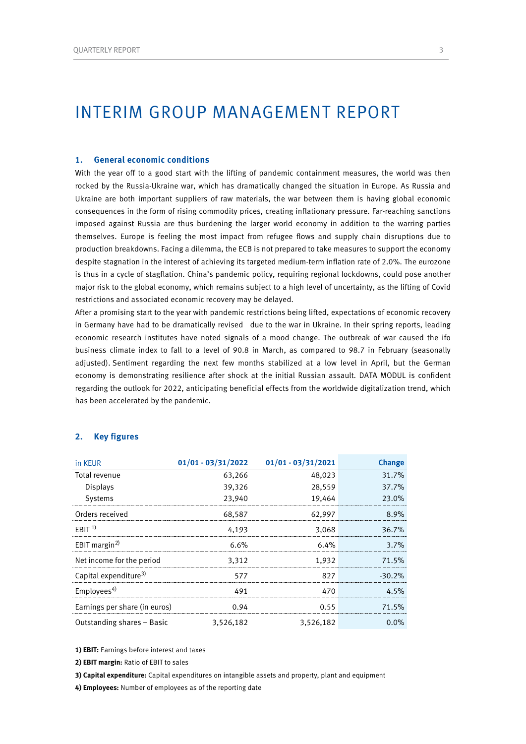# INTERIM GROUP MANAGEMENT REPORT

## 1. General economic conditions

With the year off to a good start with the lifting of pandemic containment measures, the world was then rocked by the Russia-Ukraine war, which has dramatically changed the situation in Europe. As Russia and Ukraine are both important suppliers of raw materials, the war between them is having global economic consequences in the form of rising commodity prices, creating inflationary pressure. Far-reaching sanctions imposed against Russia are thus burdening the larger world economy in addition to the warring parties themselves. Europe is feeling the most impact from refugee flows and supply chain disruptions due to production breakdowns. Facing a dilemma, the ECB is not prepared to take measures to support the economy despite stagnation in the interest of achieving its targeted medium-term inflation rate of 2.0%. The eurozone is thus in a cycle of stagflation. China's pandemic policy, requiring regional lockdowns, could pose another major risk to the global economy, which remains subject to a high level of uncertainty, as the lifting of Covid restrictions and associated economic recovery may be delayed.

After a promising start to the year with pandemic restrictions being lifted, expectations of economic recovery in Germany have had to be dramatically revised due to the war in Ukraine. In their spring reports, leading economic research institutes have noted signals of a mood change. The outbreak of war caused the ifo business climate index to fall to a level of 90.8 in March, as compared to 98.7 in February (seasonally adjusted). Sentiment regarding the next few months stabilized at a low level in April, but the German economy is demonstrating resilience after shock at the initial Russian assault. DATA MODUL is confident regarding the outlook for 2022, anticipating beneficial effects from the worldwide digitalization trend, which has been accelerated by the pandemic.

## 2. Key figures

| in KEUR | 01/01 - 03/31/2022 | 01/01 - 03/31/2021 | Change |
|---|---|---|---|
| Total revenue | 63,266 | 48,023 | 31.7% |
| Displays | 39,326 | 28,559 | 37.7% |
| Systems | 23,940 | 19,464 | 23.0% |
| Orders received | 68,587 | 62,997 | 8.9% |
| EBIT [1] | 4,193 | 3,068 | 36.7% |
| EBIT margin [2] | 6.6% | 6.4% | 3.7% |
| Net income for the period | 3,312 | 1,932 | 71.5% |
| Capital expenditure [3] | 577 | 827 | -30.2% |
| Employees [4] | 491 | 470 | 4.5% |
| Earnings per share (in euros) | 0.94 | 0.55 | 71.5% |
| Outstanding shares – Basic | 3,526,182 | 3,526,182 | 0.0% |

**1) EBIT:** Earnings before interest and taxes

**2) EBIT margin:** Ratio of EBIT to sales

**3) Capital expenditure:** Capital expenditures on intangible assets and property, plant and equipment

**4) Employees:** Number of employees as of the reporting date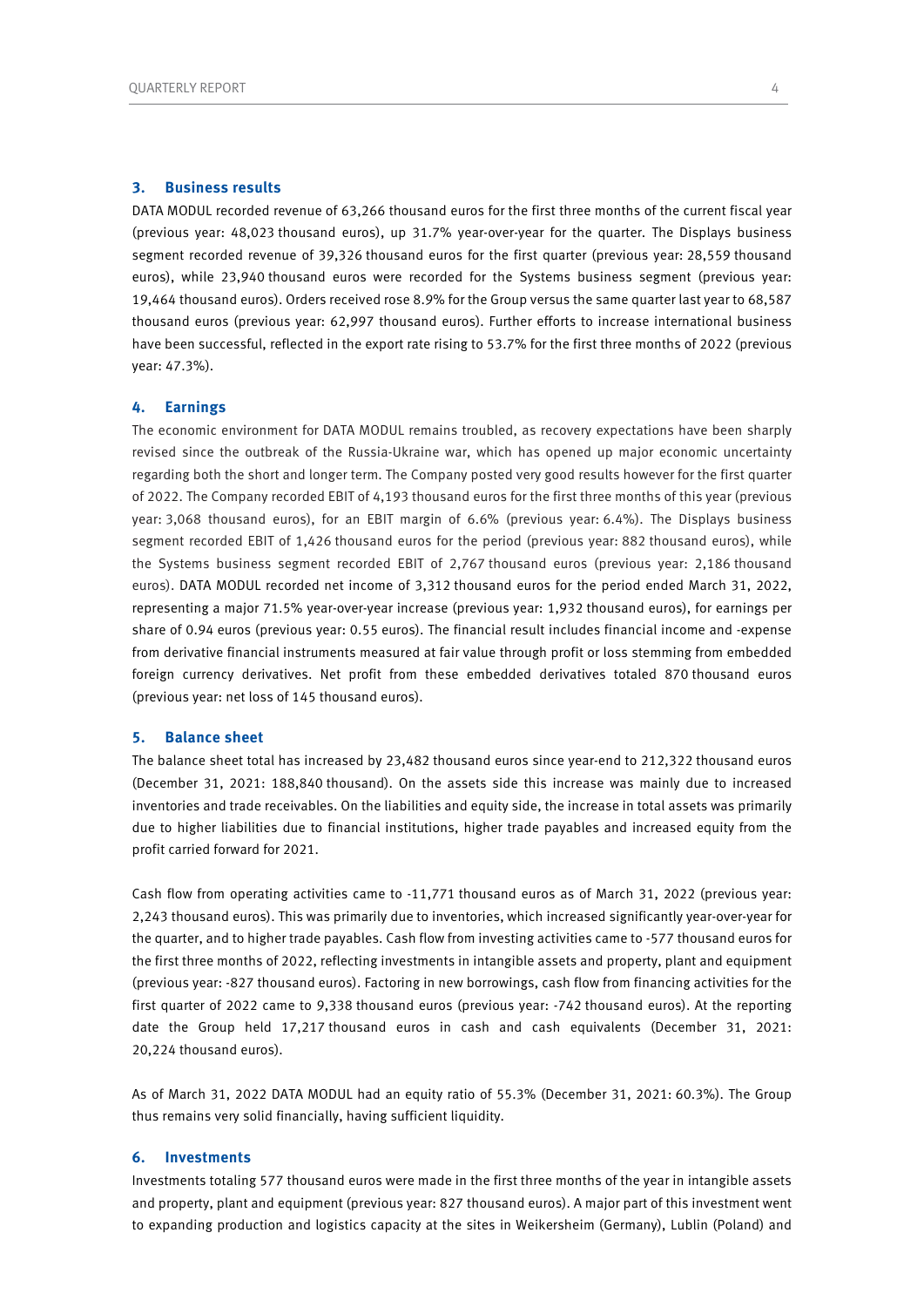## 3. Business results

DATA MODUL recorded revenue of 63,266 thousand euros for the first three months of the current fiscal year (previous year: 48,023 thousand euros), up 31.7% year-over-year for the quarter. The Displays business segment recorded revenue of 39,326 thousand euros for the first quarter (previous year: 28,559 thousand euros), while 23,940 thousand euros were recorded for the Systems business segment (previous year: 19,464 thousand euros). Orders received rose 8.9% for the Group versus the same quarter last year to 68,587 thousand euros (previous year: 62,997 thousand euros). Further efforts to increase international business have been successful, reflected in the export rate rising to 53.7% for the first three months of 2022 (previous year: 47.3%).

## 4. Earnings

The economic environment for DATA MODUL remains troubled, as recovery expectations have been sharply revised since the outbreak of the Russia-Ukraine war, which has opened up major economic uncertainty regarding both the short and longer term. The Company posted very good results however for the first quarter of 2022. The Company recorded EBIT of 4,193 thousand euros for the first three months of this year (previous year: 3,068 thousand euros), for an EBIT margin of 6.6% (previous year: 6.4%). The Displays business segment recorded EBIT of 1,426 thousand euros for the period (previous year: 882 thousand euros), while the Systems business segment recorded EBIT of 2,767 thousand euros (previous year: 2,186 thousand euros). DATA MODUL recorded net income of 3,312 thousand euros for the period ended March 31, 2022, representing a major 71.5% year-over-year increase (previous year: 1,932 thousand euros), for earnings per share of 0.94 euros (previous year: 0.55 euros). The financial result includes financial income and -expense from derivative financial instruments measured at fair value through profit or loss stemming from embedded foreign currency derivatives. Net profit from these embedded derivatives totaled 870 thousand euros (previous year: net loss of 145 thousand euros).

## 5. Balance sheet

The balance sheet total has increased by 23,482 thousand euros since year-end to 212,322 thousand euros (December 31, 2021: 188,840 thousand). On the assets side this increase was mainly due to increased inventories and trade receivables. On the liabilities and equity side, the increase in total assets was primarily due to higher liabilities due to financial institutions, higher trade payables and increased equity from the profit carried forward for 2021.

Cash flow from operating activities came to -11,771 thousand euros as of March 31, 2022 (previous year: 2,243 thousand euros). This was primarily due to inventories, which increased significantly year-over-year for the quarter, and to higher trade payables. Cash flow from investing activities came to -577 thousand euros for the first three months of 2022, reflecting investments in intangible assets and property, plant and equipment (previous year: -827 thousand euros). Factoring in new borrowings, cash flow from financing activities for the first quarter of 2022 came to 9,338 thousand euros (previous year: -742 thousand euros). At the reporting date the Group held 17,217 thousand euros in cash and cash equivalents (December 31, 2021: 20,224 thousand euros).

As of March 31, 2022 DATA MODUL had an equity ratio of 55.3% (December 31, 2021: 60.3%). The Group thus remains very solid financially, having sufficient liquidity.

## 6. Investments

Investments totaling 577 thousand euros were made in the first three months of the year in intangible assets and property, plant and equipment (previous year: 827 thousand euros). A major part of this investment went to expanding production and logistics capacity at the sites in Weikersheim (Germany), Lublin (Poland) and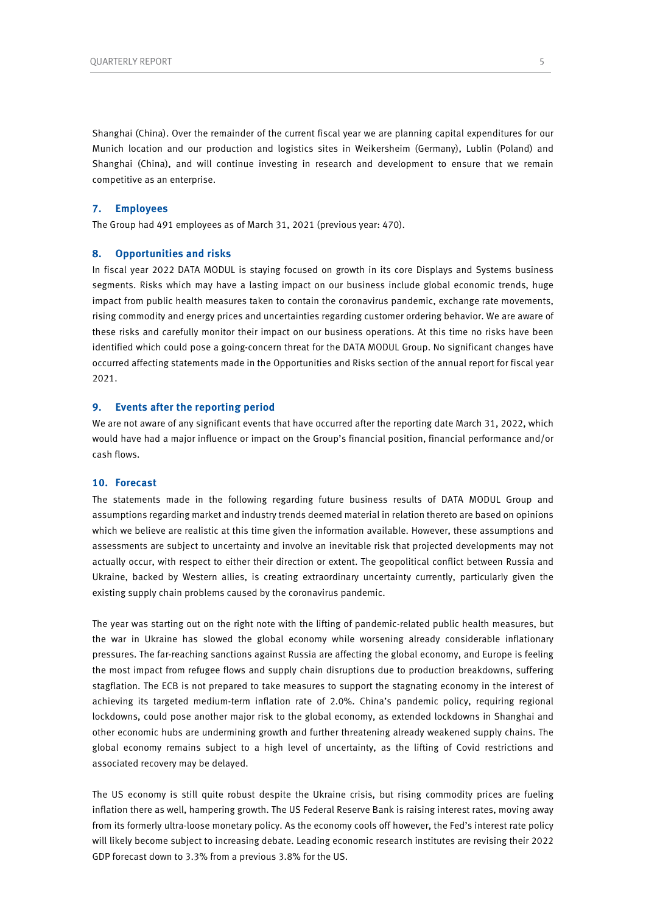Shanghai (China). Over the remainder of the current fiscal year we are planning capital expenditures for our Munich location and our production and logistics sites in Weikersheim (Germany), Lublin (Poland) and Shanghai (China), and will continue investing in research and development to ensure that we remain competitive as an enterprise.

## 7. Employees

The Group had 491 employees as of March 31, 2021 (previous year: 470).

## 8. Opportunities and risks

In fiscal year 2022 DATA MODUL is staying focused on growth in its core Displays and Systems business segments. Risks which may have a lasting impact on our business include global economic trends, huge impact from public health measures taken to contain the coronavirus pandemic, exchange rate movements, rising commodity and energy prices and uncertainties regarding customer ordering behavior. We are aware of these risks and carefully monitor their impact on our business operations. At this time no risks have been identified which could pose a going-concern threat for the DATA MODUL Group. No significant changes have occurred affecting statements made in the Opportunities and Risks section of the annual report for fiscal year 2021.

## 9. Events after the reporting period

We are not aware of any significant events that have occurred after the reporting date March 31, 2022, which would have had a major influence or impact on the Group's financial position, financial performance and/or cash flows.

## 10. Forecast

The statements made in the following regarding future business results of DATA MODUL Group and assumptions regarding market and industry trends deemed material in relation thereto are based on opinions which we believe are realistic at this time given the information available. However, these assumptions and assessments are subject to uncertainty and involve an inevitable risk that projected developments may not actually occur, with respect to either their direction or extent. The geopolitical conflict between Russia and Ukraine, backed by Western allies, is creating extraordinary uncertainty currently, particularly given the existing supply chain problems caused by the coronavirus pandemic.

The year was starting out on the right note with the lifting of pandemic-related public health measures, but the war in Ukraine has slowed the global economy while worsening already considerable inflationary pressures. The far-reaching sanctions against Russia are affecting the global economy, and Europe is feeling the most impact from refugee flows and supply chain disruptions due to production breakdowns, suffering stagflation. The ECB is not prepared to take measures to support the stagnating economy in the interest of achieving its targeted medium-term inflation rate of 2.0%. China's pandemic policy, requiring regional lockdowns, could pose another major risk to the global economy, as extended lockdowns in Shanghai and other economic hubs are undermining growth and further threatening already weakened supply chains. The global economy remains subject to a high level of uncertainty, as the lifting of Covid restrictions and associated recovery may be delayed.

The US economy is still quite robust despite the Ukraine crisis, but rising commodity prices are fueling inflation there as well, hampering growth. The US Federal Reserve Bank is raising interest rates, moving away from its formerly ultra-loose monetary policy. As the economy cools off however, the Fed's interest rate policy will likely become subject to increasing debate. Leading economic research institutes are revising their 2022 GDP forecast down to 3.3% from a previous 3.8% for the US.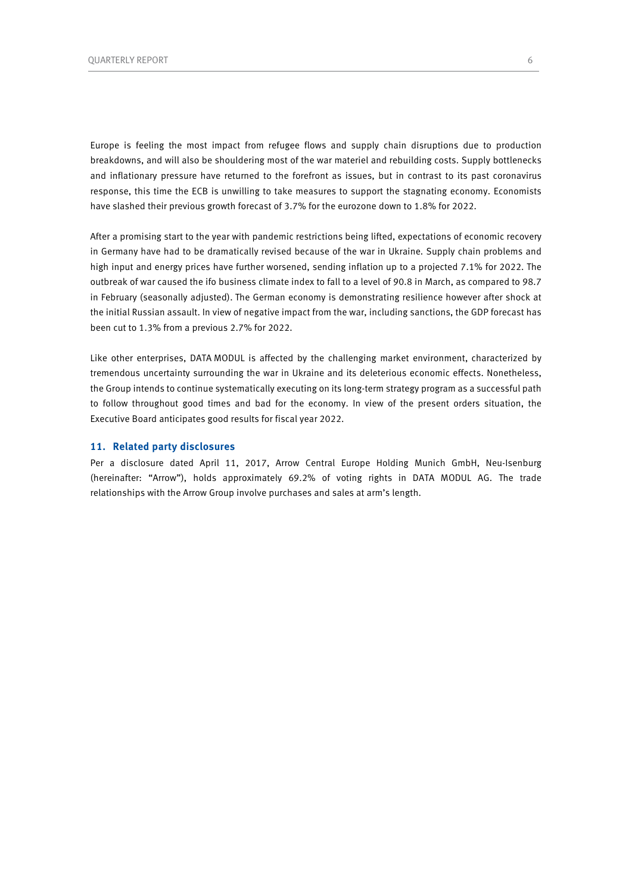Europe is feeling the most impact from refugee flows and supply chain disruptions due to production breakdowns, and will also be shouldering most of the war materiel and rebuilding costs. Supply bottlenecks and inflationary pressure have returned to the forefront as issues, but in contrast to its past coronavirus response, this time the ECB is unwilling to take measures to support the stagnating economy. Economists have slashed their previous growth forecast of 3.7% for the eurozone down to 1.8% for 2022.

After a promising start to the year with pandemic restrictions being lifted, expectations of economic recovery in Germany have had to be dramatically revised because of the war in Ukraine. Supply chain problems and high input and energy prices have further worsened, sending inflation up to a projected 7.1% for 2022. The outbreak of war caused the ifo business climate index to fall to a level of 90.8 in March, as compared to 98.7 in February (seasonally adjusted). The German economy is demonstrating resilience however after shock at the initial Russian assault. In view of negative impact from the war, including sanctions, the GDP forecast has been cut to 1.3% from a previous 2.7% for 2022.

Like other enterprises, DATA MODUL is affected by the challenging market environment, characterized by tremendous uncertainty surrounding the war in Ukraine and its deleterious economic effects. Nonetheless, the Group intends to continue systematically executing on its long-term strategy program as a successful path to follow throughout good times and bad for the economy. In view of the present orders situation, the Executive Board anticipates good results for fiscal year 2022.

## 11. Related party disclosures

Per a disclosure dated April 11, 2017, Arrow Central Europe Holding Munich GmbH, Neu-Isenburg (hereinafter: "Arrow"), holds approximately 69.2% of voting rights in DATA MODUL AG. The trade relationships with the Arrow Group involve purchases and sales at arm's length.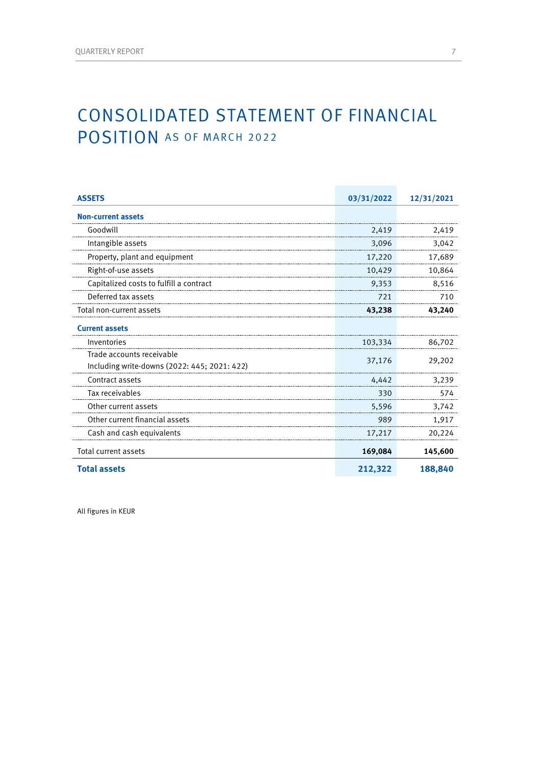# CONSOLIDATED STATEMENT OF FINANCIAL POSITION AS OF MARCH 2022

| ASSETS | 03/31/2022 | 12/31/2021 |
|---|---|---|
| **Non-current assets** | | |
| Goodwill | 2,419 | 2,419 |
| Intangible assets | 3,096 | 3,042 |
| Property, plant and equipment | 17,220 | 17,689 |
| Right-of-use assets | 10,429 | 10,864 |
| Capitalized costs to fulfill a contract | 9,353 | 8,516 |
| Deferred tax assets | 721 | 710 |
| Total non-current assets | **43,238** | **43,240** |
| **Current assets** | | |
| Inventories | 103,334 | 86,702 |
| Trade accounts receivable Including write-downs (2022: 445; 2021: 422) | 37,176 | 29,202 |
| Contract assets | 4,442 | 3,239 |
| Tax receivables | 330 | 574 |
| Other current assets | 5,596 | 3,742 |
| Other current financial assets | 989 | 1,917 |
| Cash and cash equivalents | 17,217 | 20,224 |
| Total current assets | **169,084** | **145,600** |
| **Total assets** | **212,322** | **188,840** |

All figures in KEUR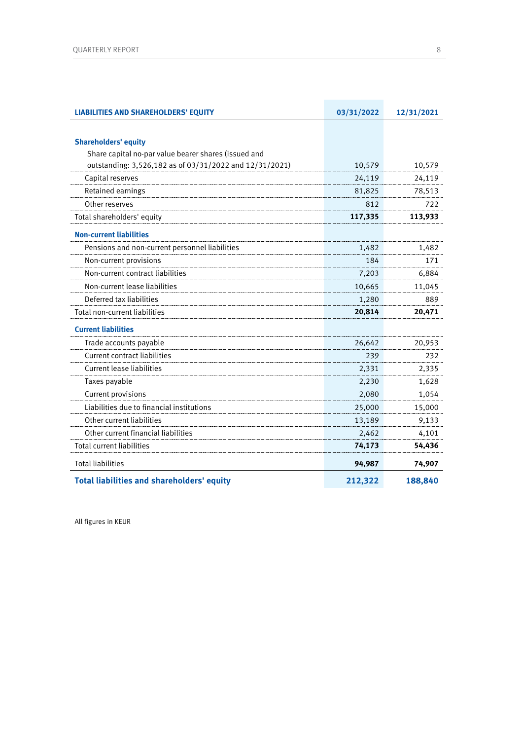| LIABILITIES AND SHAREHOLDERS' EQUITY | 03/31/2022 | 12/31/2021 |
|---|---|---|
| **Shareholders' equity** | | |
| Share capital no-par value bearer shares (issued and outstanding: 3,526,182 as of 03/31/2022 and 12/31/2021) | 10,579 | 10,579 |
| Capital reserves | 24,119 | 24,119 |
| Retained earnings | 81,825 | 78,513 |
| Other reserves | 812 | 722 |
| Total shareholders' equity | **117,335** | **113,933** |
| **Non-current liabilities** | | |
| Pensions and non-current personnel liabilities | 1,482 | 1,482 |
| Non-current provisions | 184 | 171 |
| Non-current contract liabilities | 7,203 | 6,884 |
| Non-current lease liabilities | 10,665 | 11,045 |
| Deferred tax liabilities | 1,280 | 889 |
| Total non-current liabilities | **20,814** | **20,471** |
| **Current liabilities** | | |
| Trade accounts payable | 26,642 | 20,953 |
| Current contract liabilities | 239 | 232 |
| Current lease liabilities | 2,331 | 2,335 |
| Taxes payable | 2,230 | 1,628 |
| Current provisions | 2,080 | 1,054 |
| Liabilities due to financial institutions | 25,000 | 15,000 |
| Other current liabilities | 13,189 | 9,133 |
| Other current financial liabilities | 2,462 | 4,101 |
| Total current liabilities | **74,173** | **54,436** |
| Total liabilities | **94,987** | **74,907** |
| **Total liabilities and shareholders' equity** | **212,322** | **188,840** |

All figures in KEUR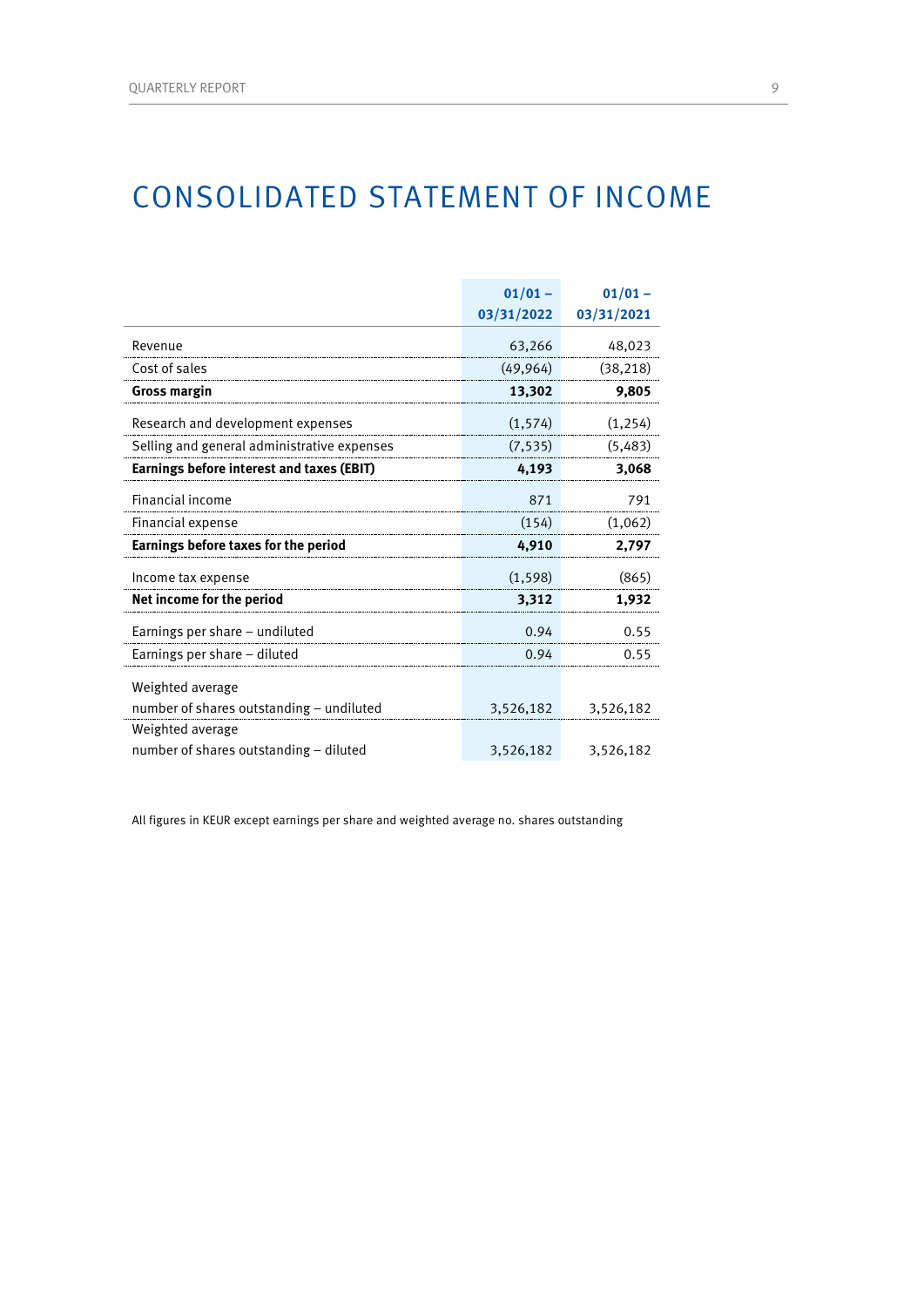# CONSOLIDATED STATEMENT OF INCOME

| | 01/01 – 03/31/2022 | 01/01 – 03/31/2021 |
|---|---|---|
| Revenue | 63,266 | 48,023 |
| Cost of sales | (49,964) | (38,218) |
| **Gross margin** | **13,302** | **9,805** |
| Research and development expenses | (1,574) | (1,254) |
| Selling and general administrative expenses | (7,535) | (5,483) |
| **Earnings before interest and taxes (EBIT)** | **4,193** | **3,068** |
| Financial income | 871 | 791 |
| Financial expense | (154) | (1,062) |
| **Earnings before taxes for the period** | **4,910** | **2,797** |
| Income tax expense | (1,598) | (865) |
| **Net income for the period** | **3,312** | **1,932** |
| Earnings per share – undiluted | 0.94 | 0.55 |
| Earnings per share – diluted | 0.94 | 0.55 |
| Weighted average number of shares outstanding – undiluted | 3,526,182 | 3,526,182 |
| Weighted average number of shares outstanding – diluted | 3,526,182 | 3,526,182 |

All figures in KEUR except earnings per share and weighted average no. shares outstanding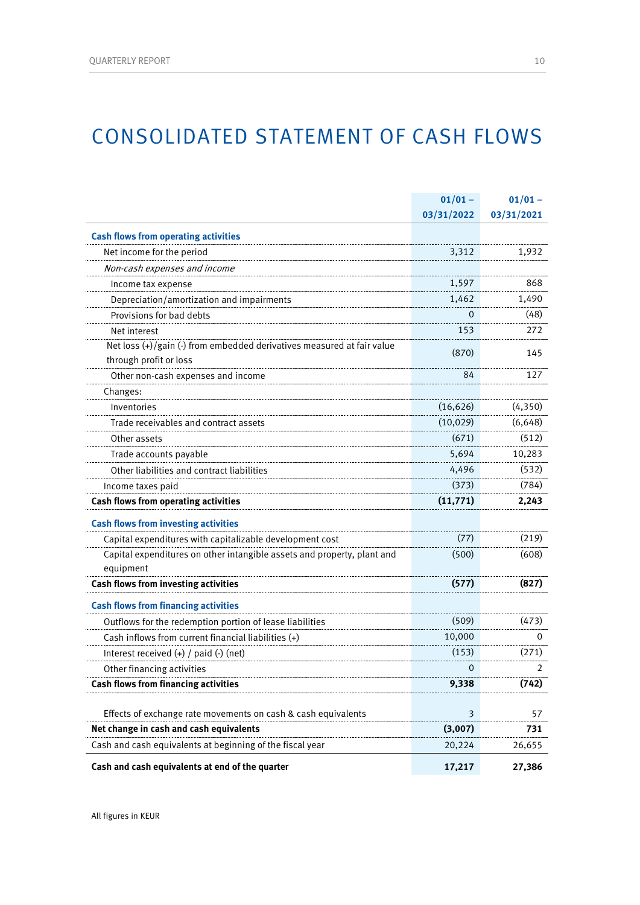# CONSOLIDATED STATEMENT OF CASH FLOWS

| | 01/01 – 03/31/2022 | 01/01 – 03/31/2021 |
|---|---|---|
| **Cash flows from operating activities** | | |
| Net income for the period | 3,312 | 1,932 |
| *Non-cash expenses and income* | | |
| Income tax expense | 1,597 | 868 |
| Depreciation/amortization and impairments | 1,462 | 1,490 |
| Provisions for bad debts | 0 | (48) |
| Net interest | 153 | 272 |
| Net loss (+)/gain (-) from embedded derivatives measured at fair value through profit or loss | (870) | 145 |
| Other non-cash expenses and income | 84 | 127 |
| Changes: | | |
| Inventories | (16,626) | (4,350) |
| Trade receivables and contract assets | (10,029) | (6,648) |
| Other assets | (671) | (512) |
| Trade accounts payable | 5,694 | 10,283 |
| Other liabilities and contract liabilities | 4,496 | (532) |
| Income taxes paid | (373) | (784) |
| **Cash flows from operating activities** | **(11,771)** | **2,243** |
| **Cash flows from investing activities** | | |
| Capital expenditures with capitalizable development cost | (77) | (219) |
| Capital expenditures on other intangible assets and property, plant and equipment | (500) | (608) |
| **Cash flows from investing activities** | **(577)** | **(827)** |
| **Cash flows from financing activities** | | |
| Outflows for the redemption portion of lease liabilities | (509) | (473) |
| Cash inflows from current financial liabilities (+) | 10,000 | 0 |
| Interest received (+) / paid (-) (net) | (153) | (271) |
| Other financing activities | 0 | 2 |
| **Cash flows from financing activities** | **9,338** | **(742)** |
| Effects of exchange rate movements on cash & cash equivalents | 3 | 57 |
| **Net change in cash and cash equivalents** | **(3,007)** | **731** |
| Cash and cash equivalents at beginning of the fiscal year | 20,224 | 26,655 |
| **Cash and cash equivalents at end of the quarter** | **17,217** | **27,386** |

All figures in KEUR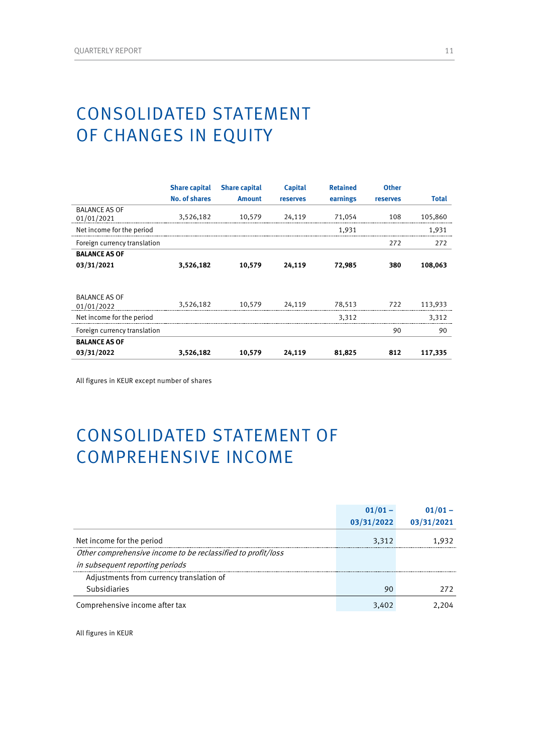# CONSOLIDATED STATEMENT OF CHANGES IN EQUITY

| | Share capital No. of shares | Share capital Amount | Capital reserves | Retained earnings | Other reserves | Total |
|---|---|---|---|---|---|---|
| BALANCE AS OF 01/01/2021 | 3,526,182 | 10,579 | 24,119 | 71,054 | 108 | 105,860 |
| Net income for the period | | | | 1,931 | | 1,931 |
| Foreign currency translation | | | | | 272 | 272 |
| **BALANCE AS OF 03/31/2021** | **3,526,182** | **10,579** | **24,119** | **72,985** | **380** | **108,063** |
| | | | | | | |
| BALANCE AS OF 01/01/2022 | 3,526,182 | 10,579 | 24,119 | 78,513 | 722 | 113,933 |
| Net income for the period | | | | 3,312 | | 3,312 |
| Foreign currency translation | | | | | 90 | 90 |
| **BALANCE AS OF 03/31/2022** | **3,526,182** | **10,579** | **24,119** | **81,825** | **812** | **117,335** |

All figures in KEUR except number of shares

# CONSOLIDATED STATEMENT OF COMPREHENSIVE INCOME

| | 01/01 – 03/31/2022 | 01/01 – 03/31/2021 |
|---|---|---|
| Net income for the period | 3,312 | 1,932 |
| *Other comprehensive income to be reclassified to profit/loss in subsequent reporting periods* | | |
| Adjustments from currency translation of Subsidiaries | 90 | 272 |
| Comprehensive income after tax | 3,402 | 2,204 |

All figures in KEUR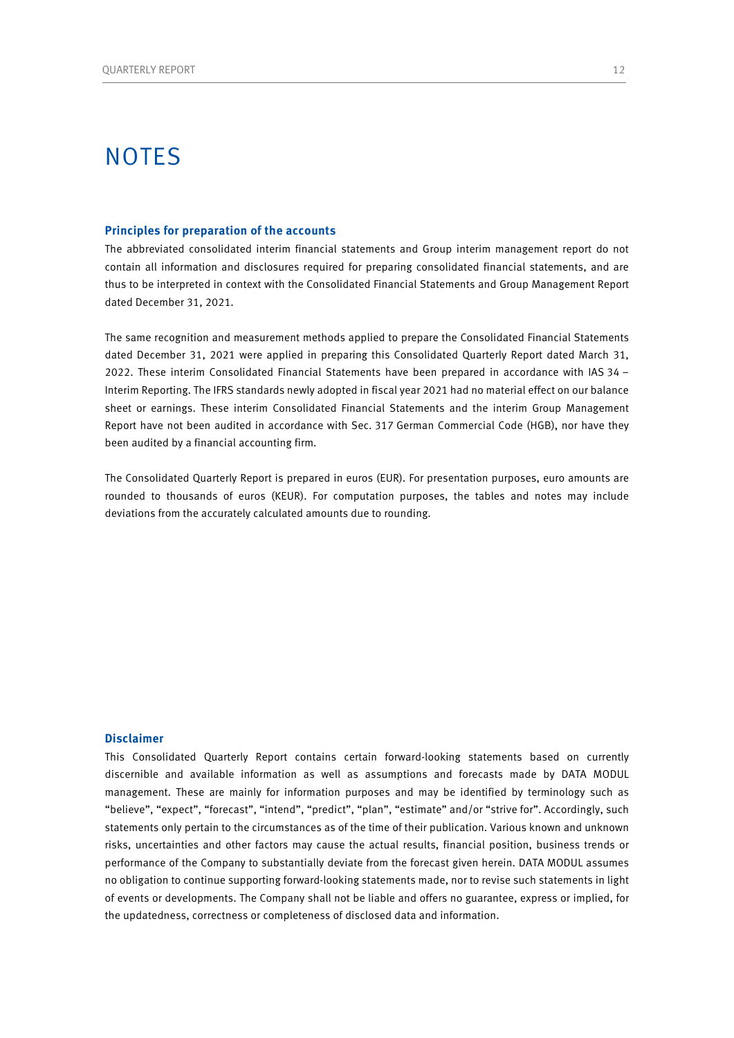# NOTES

### Principles for preparation of the accounts

The abbreviated consolidated interim financial statements and Group interim management report do not contain all information and disclosures required for preparing consolidated financial statements, and are thus to be interpreted in context with the Consolidated Financial Statements and Group Management Report dated December 31, 2021.

The same recognition and measurement methods applied to prepare the Consolidated Financial Statements dated December 31, 2021 were applied in preparing this Consolidated Quarterly Report dated March 31, 2022. These interim Consolidated Financial Statements have been prepared in accordance with IAS 34 – Interim Reporting. The IFRS standards newly adopted in fiscal year 2021 had no material effect on our balance sheet or earnings. These interim Consolidated Financial Statements and the interim Group Management Report have not been audited in accordance with Sec. 317 German Commercial Code (HGB), nor have they been audited by a financial accounting firm.

The Consolidated Quarterly Report is prepared in euros (EUR). For presentation purposes, euro amounts are rounded to thousands of euros (KEUR). For computation purposes, the tables and notes may include deviations from the accurately calculated amounts due to rounding.

### Disclaimer

This Consolidated Quarterly Report contains certain forward-looking statements based on currently discernible and available information as well as assumptions and forecasts made by DATA MODUL management. These are mainly for information purposes and may be identified by terminology such as "believe", "expect", "forecast", "intend", "predict", "plan", "estimate" and/or "strive for". Accordingly, such statements only pertain to the circumstances as of the time of their publication. Various known and unknown risks, uncertainties and other factors may cause the actual results, financial position, business trends or performance of the Company to substantially deviate from the forecast given herein. DATA MODUL assumes no obligation to continue supporting forward-looking statements made, nor to revise such statements in light of events or developments. The Company shall not be liable and offers no guarantee, express or implied, for the updatedness, correctness or completeness of disclosed data and information.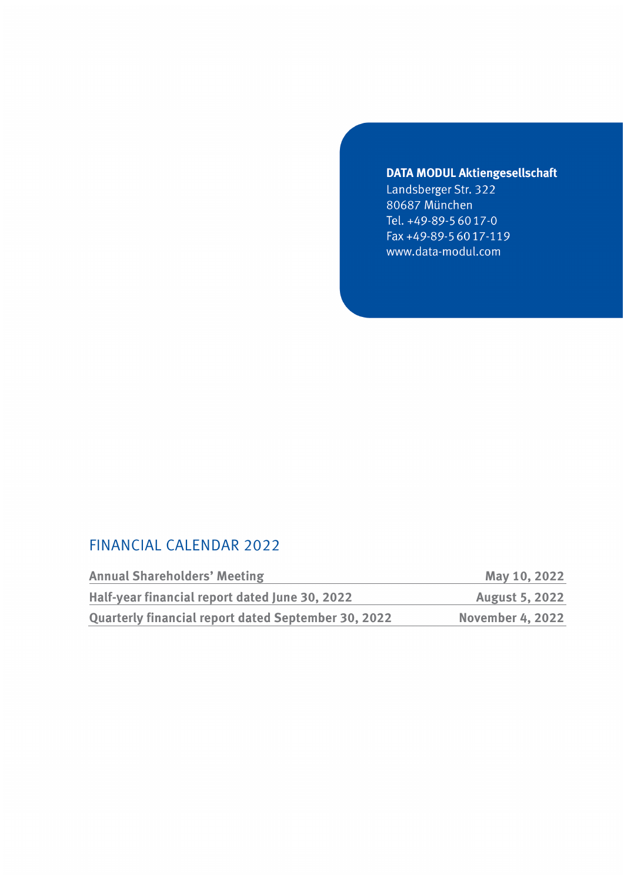**DATA MODUL Aktiengesellschaft**
Landsberger Str. 322
80687 München
Tel. +49-89-5 60 17-0
Fax +49-89-5 60 17-119
www.data-modul.com

## FINANCIAL CALENDAR 2022

| | |
|---|---|
| **Annual Shareholders' Meeting** | **May 10, 2022** |
| **Half-year financial report dated June 30, 2022** | **August 5, 2022** |
| **Quarterly financial report dated September 30, 2022** | **November 4, 2022** |